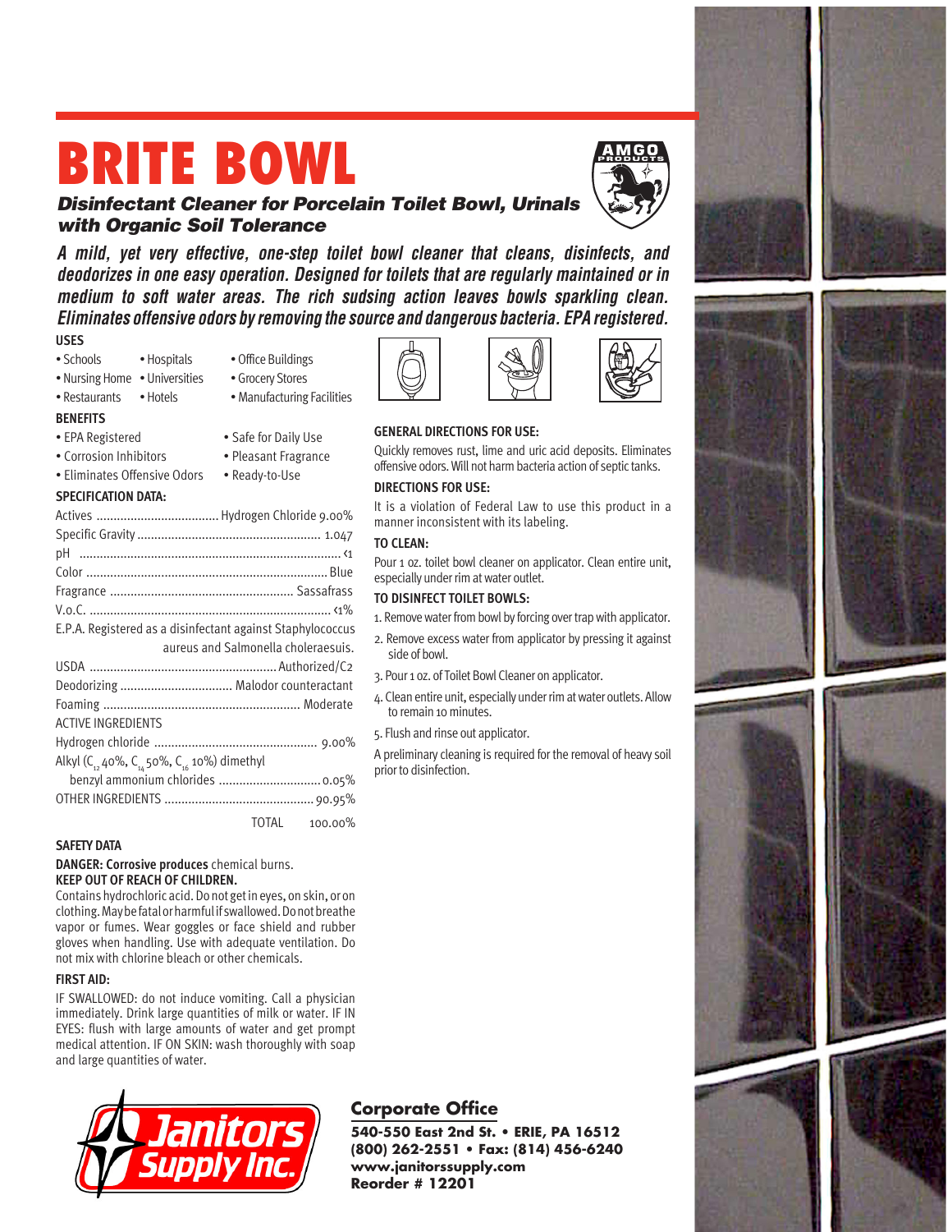# BRITE BOWL

AMGO PRODUCTS

***Disinfectant Cleaner for Porcelain Toilet Bowl, Urinals with Organic Soil Tolerance***

***A mild, yet very effective, one-step toilet bowl cleaner that cleans, disinfects, and deodorizes in one easy operation. Designed for toilets that are regularly maintained or in medium to soft water areas. The rich sudsing action leaves bowls sparkling clean. Eliminates offensive odors by removing the source and dangerous bacteria. EPA registered.***

### USES

- Schools
- Hospitals
- Office Buildings
- Nursing Home
- Universities
- Grocery Stores
- Restaurants
- Hotels
- Manufacturing Facilities

### BENEFITS

- EPA Registered
- Safe for Daily Use
- Corrosion Inhibitors
- Pleasant Fragrance
- Eliminates Offensive Odors
- Ready-to-Use

### SPECIFICATION DATA:

| | |
|---|---|
| Actives | Hydrogen Chloride 9.00% |
| Specific Gravity | 1.047 |
| pH | <1 |
| Color | Blue |
| Fragrance | Sassafrass |
| V.o.C. | <1% |

E.P.A. Registered as a disinfectant against Staphylococcus aureus and Salmonella choleraesuis.

| | |
|---|---|
| USDA | Authorized/C2 |
| Deodorizing | Malodor counteractant |
| Foaming | Moderate |

ACTIVE INGREDIENTS

| | |
|---|---|
| Hydrogen chloride | 9.00% |
| Alkyl ($C_{12}$ 40%, $C_{14}$ 50%, $C_{16}$ 10%) dimethyl benzyl ammonium chlorides | 0.05% |
| OTHER INGREDIENTS | 90.95% |
| TOTAL | 100.00% |

### SAFETY DATA

**DANGER: Corrosive produces** chemical burns.
**KEEP OUT OF REACH OF CHILDREN.**
Contains hydrochloric acid. Do not get in eyes, on skin, or on clothing. May be fatal or harmful if swallowed. Do not breathe vapor or fumes. Wear goggles or face shield and rubber gloves when handling. Use with adequate ventilation. Do not mix with chlorine bleach or other chemicals.

### FIRST AID:

IF SWALLOWED: do not induce vomiting. Call a physician immediately. Drink large quantities of milk or water. IF IN EYES: flush with large amounts of water and get prompt medical attention. IF ON SKIN: wash thoroughly with soap and large quantities of water.

### GENERAL DIRECTIONS FOR USE:

Quickly removes rust, lime and uric acid deposits. Eliminates offensive odors. Will not harm bacteria action of septic tanks.

### DIRECTIONS FOR USE:

It is a violation of Federal Law to use this product in a manner inconsistent with its labeling.

### TO CLEAN:

Pour 1 oz. toilet bowl cleaner on applicator. Clean entire unit, especially under rim at water outlet.

### TO DISINFECT TOILET BOWLS:

1. Remove water from bowl by forcing over trap with applicator.
2. Remove excess water from applicator by pressing it against side of bowl.
3. Pour 1 oz. of Toilet Bowl Cleaner on applicator.
4. Clean entire unit, especially under rim at water outlets. Allow to remain 10 minutes.
5. Flush and rinse out applicator.

A preliminary cleaning is required for the removal of heavy soil prior to disinfection.

Janitors Supply Inc.

**Corporate Office**

**540-550 East 2nd St. • ERIE, PA 16512**
**(800) 262-2551 • Fax: (814) 456-6240**
**www.janitorssupply.com**
**Reorder # 12201**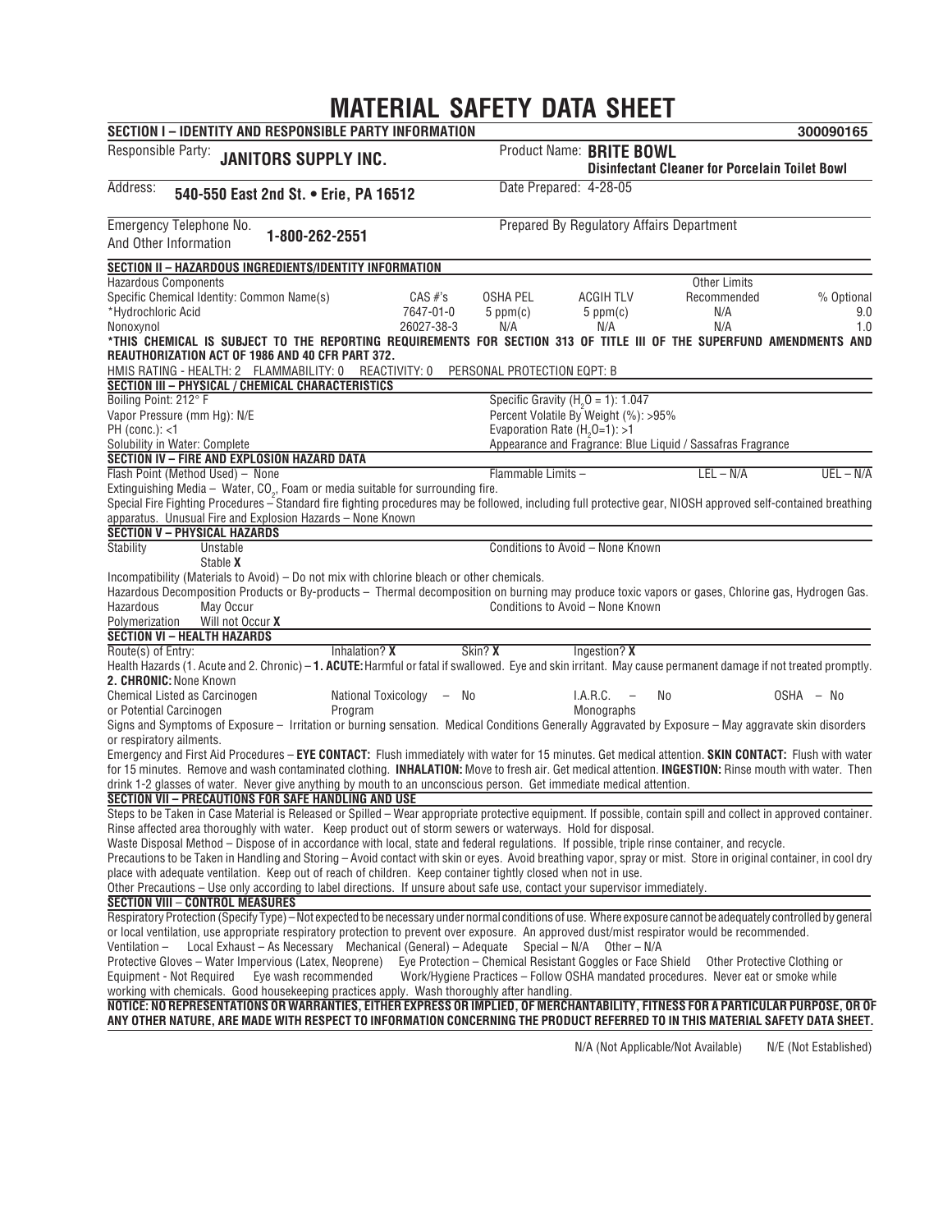# MATERIAL SAFETY DATA SHEET

**SECTION I – IDENTITY AND RESPONSIBLE PARTY INFORMATION** **300090165**

Responsible Party: **JANITORS SUPPLY INC.**

Product Name: **BRITE BOWL**
**Disinfectant Cleaner for Porcelain Toilet Bowl**

Address: **540-550 East 2nd St. • Erie, PA 16512**

Date Prepared: 4-28-05

Emergency Telephone No. And Other Information **1-800-262-2551**

Prepared By Regulatory Affairs Department

**SECTION II – HAZARDOUS INGREDIENTS/IDENTITY INFORMATION**

| Hazardous Components Specific Chemical Identity: Common Name(s) | CAS #'s | OSHA PEL | ACGIH TLV | Other Limits Recommended | % Optional |
|---|---|---|---|---|---|
| *Hydrochloric Acid | 7647-01-0 | 5 ppm(c) | 5 ppm(c) | N/A | 9.0 |
| Nonoxynol | 26027-38-3 | N/A | N/A | N/A | 1.0 |

**\*THIS CHEMICAL IS SUBJECT TO THE REPORTING REQUIREMENTS FOR SECTION 313 OF TITLE III OF THE SUPERFUND AMENDMENTS AND REAUTHORIZATION ACT OF 1986 AND 40 CFR PART 372.**

HMIS RATING - HEALTH: 2 FLAMMABILITY: 0 REACTIVITY: 0 PERSONAL PROTECTION EQPT: B

**SECTION III – PHYSICAL / CHEMICAL CHARACTERISTICS**

Boiling Point: 212° F
Vapor Pressure (mm Hg): N/E
PH (conc.): <1
Solubility in Water: Complete

Specific Gravity ($H_2O$ = 1): 1.047
Percent Volatile By Weight (%): >95%
Evaporation Rate ($H_2O$=1): >1
Appearance and Fragrance: Blue Liquid / Sassafras Fragrance

**SECTION IV – FIRE AND EXPLOSION HAZARD DATA**

Flash Point (Method Used) – None Flammable Limits – LEL – N/A UEL – N/A

Extinguishing Media – Water, $CO_2$, Foam or media suitable for surrounding fire.

Special Fire Fighting Procedures – Standard fire fighting procedures may be followed, including full protective gear, NIOSH approved self-contained breathing apparatus. Unusual Fire and Explosion Hazards – None Known

**SECTION V – PHYSICAL HAZARDS**

Stability Unstable
Stable **X**

Conditions to Avoid – None Known

Incompatibility (Materials to Avoid) – Do not mix with chlorine bleach or other chemicals.

Hazardous Decomposition Products or By-products – Thermal decomposition on burning may produce toxic vapors or gases, Chlorine gas, Hydrogen Gas.

Hazardous Polymerization May Occur
Will not Occur **X**

Conditions to Avoid – None Known

**SECTION VI – HEALTH HAZARDS**

Route(s) of Entry: Inhalation? **X** Skin? **X** Ingestion? **X**

Health Hazards (1. Acute and 2. Chronic) – **1. ACUTE:** Harmful or fatal if swallowed. Eye and skin irritant. May cause permanent damage if not treated promptly. **2. CHRONIC:** None Known

Chemical Listed as Carcinogen or Potential Carcinogen National Toxicology Program – No I.A.R.C. Monographs – No OSHA – No

Signs and Symptoms of Exposure – Irritation or burning sensation. Medical Conditions Generally Aggravated by Exposure – May aggravate skin disorders or respiratory ailments.

Emergency and First Aid Procedures – **EYE CONTACT:** Flush immediately with water for 15 minutes. Get medical attention. **SKIN CONTACT:** Flush with water for 15 minutes. Remove and wash contaminated clothing. **INHALATION:** Move to fresh air. Get medical attention. **INGESTION:** Rinse mouth with water. Then drink 1-2 glasses of water. Never give anything by mouth to an unconscious person. Get immediate medical attention.

**SECTION VII – PRECAUTIONS FOR SAFE HANDLING AND USE**

Steps to be Taken in Case Material is Released or Spilled – Wear appropriate protective equipment. If possible, contain spill and collect in approved container. Rinse affected area thoroughly with water. Keep product out of storm sewers or waterways. Hold for disposal.

Waste Disposal Method – Dispose of in accordance with local, state and federal regulations. If possible, triple rinse container, and recycle.

Precautions to be Taken in Handling and Storing – Avoid contact with skin or eyes. Avoid breathing vapor, spray or mist. Store in original container, in cool dry place with adequate ventilation. Keep out of reach of children. Keep container tightly closed when not in use.

Other Precautions – Use only according to label directions. If unsure about safe use, contact your supervisor immediately.

**SECTION VIII – CONTROL MEASURES**

Respiratory Protection (Specify Type) – Not expected to be necessary under normal conditions of use. Where exposure cannot be adequately controlled by general or local ventilation, use appropriate respiratory protection to prevent over exposure. An approved dust/mist respirator would be recommended.

Ventilation – Local Exhaust – As Necessary Mechanical (General) – Adequate Special – N/A Other – N/A

Protective Gloves – Water Impervious (Latex, Neoprene) Eye Protection – Chemical Resistant Goggles or Face Shield Other Protective Clothing or Equipment - Not Required Eye wash recommended Work/Hygiene Practices – Follow OSHA mandated procedures. Never eat or smoke while working with chemicals. Good housekeeping practices apply. Wash thoroughly after handling.

**NOTICE: NO REPRESENTATIONS OR WARRANTIES, EITHER EXPRESS OR IMPLIED, OF MERCHANTABILITY, FITNESS FOR A PARTICULAR PURPOSE, OR OF ANY OTHER NATURE, ARE MADE WITH RESPECT TO INFORMATION CONCERNING THE PRODUCT REFERRED TO IN THIS MATERIAL SAFETY DATA SHEET.**

N/A (Not Applicable/Not Available) N/E (Not Established)